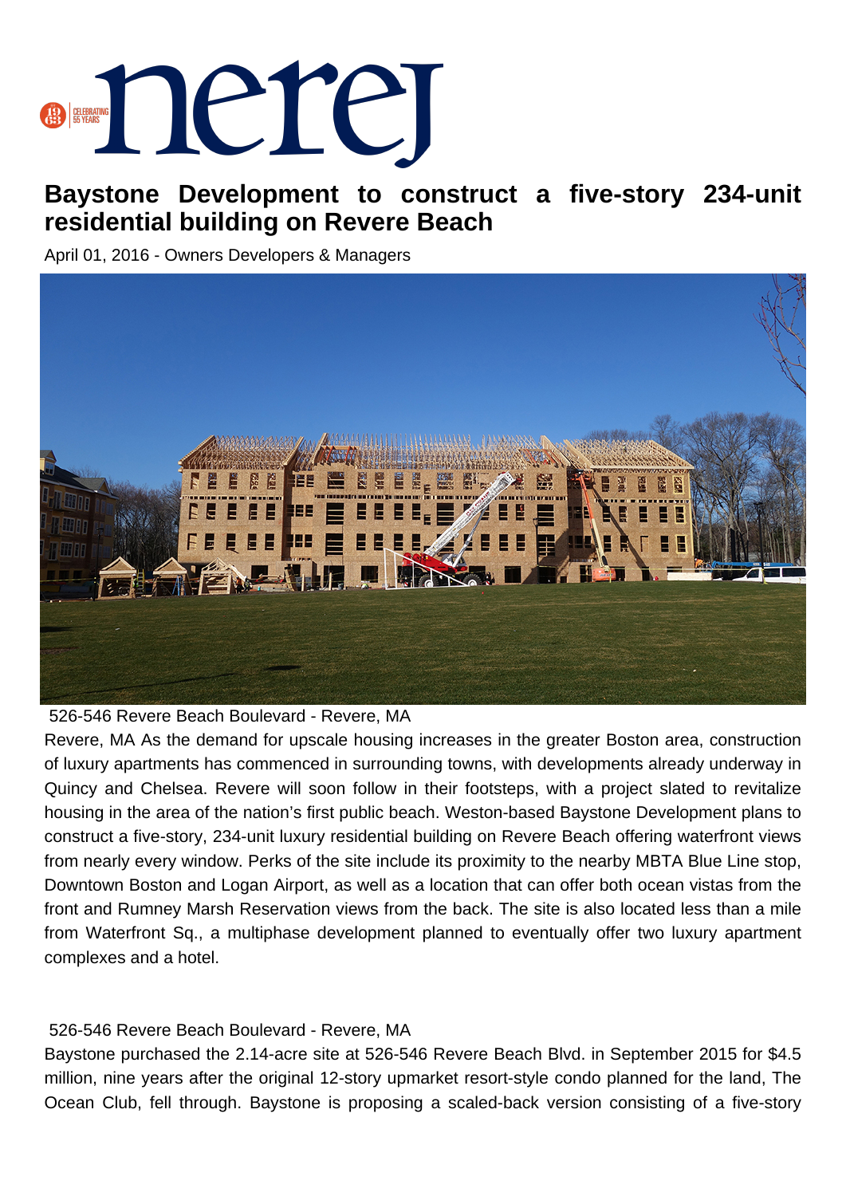# Baystone Development to construct a five-story 234-unit residential building on Revere Beach

April 01, 2016 - Owners Developers & Managers

526-546 Revere Beach Boulevard - Revere, MA

Revere, MA As the demand for upscale housing increases in the greater Boston area, construction of luxury apartments has commenced in surrounding towns, with developments already underway in Quincy and Chelsea. Revere will soon follow in their footsteps, with a project slated to revitalize housing in the area of the nation's first public beach. Weston-based Baystone Development plans to construct a five-story, 234-unit luxury residential building on Revere Beach offering waterfront views from nearly every window. Perks of the site include its proximity to the nearby MBTA Blue Line stop, Downtown Boston and Logan Airport, as well as a location that can offer both ocean vistas from the front and Rumney Marsh Reservation views from the back. The site is also located less than a mile from Waterfront Sq., a multiphase development planned to eventually offer two luxury apartment complexes and a hotel.

526-546 Revere Beach Boulevard - Revere, MA

Baystone purchased the 2.14-acre site at 526-546 Revere Beach Blvd. in September 2015 for $4.5 million, nine years after the original 12-story upmarket resort-style condo planned for the land, The Ocean Club, fell through. Baystone is proposing a scaled-back version consisting of a five-story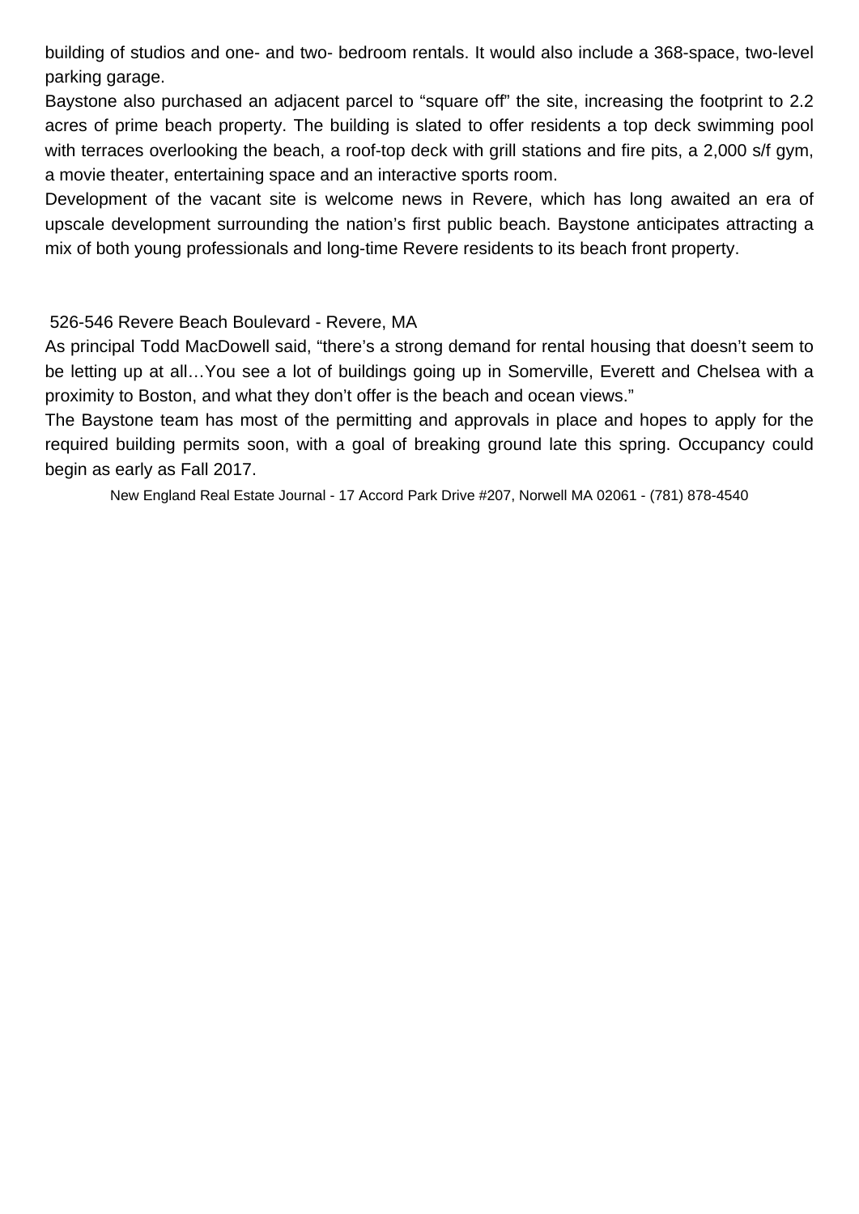building of studios and one- and two- bedroom rentals. It would also include a 368-space, two-level parking garage.

Baystone also purchased an adjacent parcel to "square off" the site, increasing the footprint to 2.2 acres of prime beach property. The building is slated to offer residents a top deck swimming pool with terraces overlooking the beach, a roof-top deck with grill stations and fire pits, a 2,000 s/f gym, a movie theater, entertaining space and an interactive sports room.

Development of the vacant site is welcome news in Revere, which has long awaited an era of upscale development surrounding the nation's first public beach. Baystone anticipates attracting a mix of both young professionals and long-time Revere residents to its beach front property.

526-546 Revere Beach Boulevard - Revere, MA

As principal Todd MacDowell said, "there's a strong demand for rental housing that doesn't seem to be letting up at all…You see a lot of buildings going up in Somerville, Everett and Chelsea with a proximity to Boston, and what they don't offer is the beach and ocean views."

The Baystone team has most of the permitting and approvals in place and hopes to apply for the required building permits soon, with a goal of breaking ground late this spring. Occupancy could begin as early as Fall 2017.

New England Real Estate Journal - 17 Accord Park Drive #207, Norwell MA 02061 - (781) 878-4540